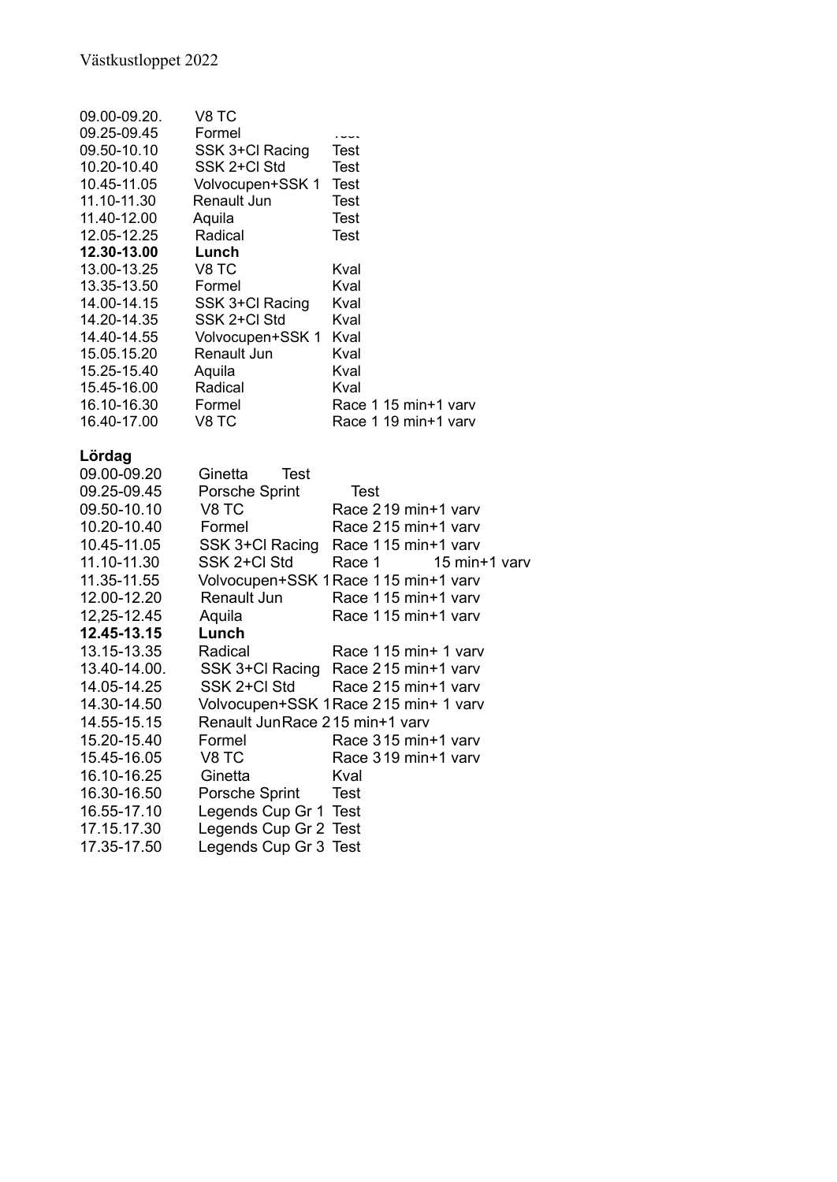Västkustloppet 2022

| | | |
|---|---|---|
| 09.00-09.20. | V8 TC | |
| 09.25-09.45 | Formel | Test |
| 09.50-10.10 | SSK 3+Cl Racing | Test |
| 10.20-10.40 | SSK 2+Cl Std | Test |
| 10.45-11.05 | Volvocupen+SSK 1 | Test |
| 11.10-11.30 | Renault Jun | Test |
| 11.40-12.00 | Aquila | Test |
| 12.05-12.25 | Radical | Test |
| **12.30-13.00** | **Lunch** | |
| 13.00-13.25 | V8 TC | Kval |
| 13.35-13.50 | Formel | Kval |
| 14.00-14.15 | SSK 3+Cl Racing | Kval |
| 14.20-14.35 | SSK 2+Cl Std | Kval |
| 14.40-14.55 | Volvocupen+SSK 1 | Kval |
| 15.05.15.20 | Renault Jun | Kval |
| 15.25-15.40 | Aquila | Kval |
| 15.45-16.00 | Radical | Kval |
| 16.10-16.30 | Formel | Race 1 15 min+1 varv |
| 16.40-17.00 | V8 TC | Race 1 19 min+1 varv |

**Lördag**

| | | |
|---|---|---|
| 09.00-09.20 | Ginetta | Test |
| 09.25-09.45 | Porsche Sprint | Test |
| 09.50-10.10 | V8 TC | Race 2 19 min+1 varv |
| 10.20-10.40 | Formel | Race 2 15 min+1 varv |
| 10.45-11.05 | SSK 3+Cl Racing | Race 1 15 min+1 varv |
| 11.10-11.30 | SSK 2+Cl Std | Race 1 15 min+1 varv |
| 11.35-11.55 | Volvocupen+SSK 1 | Race 1 15 min+1 varv |
| 12.00-12.20 | Renault Jun | Race 1 15 min+1 varv |
| 12,25-12.45 | Aquila | Race 1 15 min+1 varv |
| **12.45-13.15** | **Lunch** | |
| 13.15-13.35 | Radical | Race 1 15 min+ 1 varv |
| 13.40-14.00. | SSK 3+Cl Racing | Race 2 15 min+1 varv |
| 14.05-14.25 | SSK 2+Cl Std | Race 2 15 min+1 varv |
| 14.30-14.50 | Volvocupen+SSK 1 | Race 2 15 min+ 1 varv |
| 14.55-15.15 | Renault Jun | Race 2 15 min+1 varv |
| 15.20-15.40 | Formel | Race 3 15 min+1 varv |
| 15.45-16.05 | V8 TC | Race 3 19 min+1 varv |
| 16.10-16.25 | Ginetta | Kval |
| 16.30-16.50 | Porsche Sprint | Test |
| 16.55-17.10 | Legends Cup Gr 1 | Test |
| 17.15.17.30 | Legends Cup Gr 2 | Test |
| 17.35-17.50 | Legends Cup Gr 3 | Test |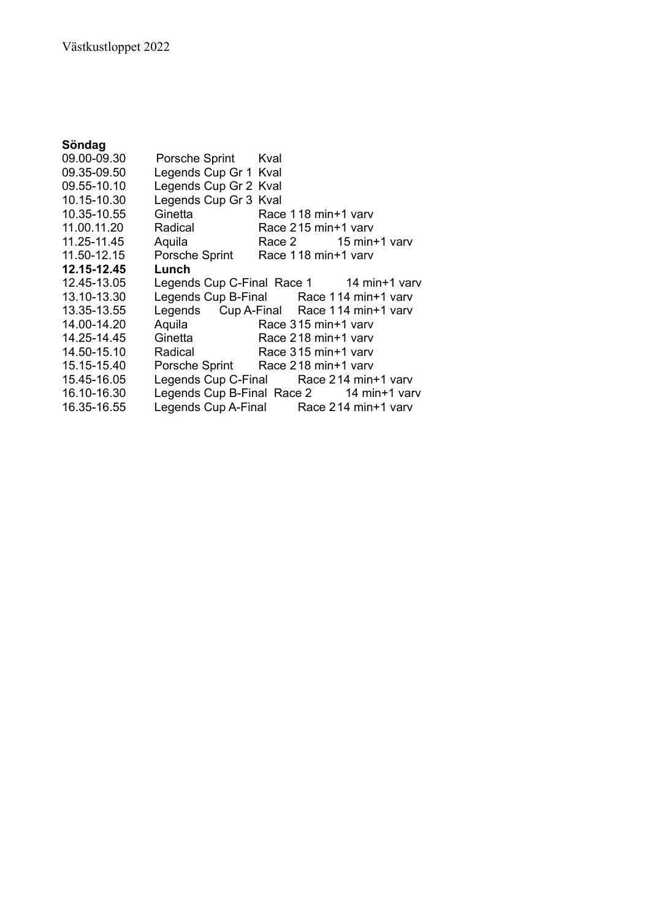**Söndag**

| | | | |
|---|---|---|---|
| 09.00-09.30 | Porsche Sprint | Kval | |
| 09.35-09.50 | Legends Cup Gr 1 | Kval | |
| 09.55-10.10 | Legends Cup Gr 2 | Kval | |
| 10.15-10.30 | Legends Cup Gr 3 | Kval | |
| 10.35-10.55 | Ginetta | Race 1 | 18 min+1 varv |
| 11.00.11.20 | Radical | Race 2 | 15 min+1 varv |
| 11.25-11.45 | Aquila | Race 2 | 15 min+1 varv |
| 11.50-12.15 | Porsche Sprint | Race 1 | 18 min+1 varv |
| **12.15-12.45** | **Lunch** | | |
| 12.45-13.05 | Legends Cup C-Final | Race 1 | 14 min+1 varv |
| 13.10-13.30 | Legends Cup B-Final | Race 1 | 14 min+1 varv |
| 13.35-13.55 | Legends Cup A-Final | Race 1 | 14 min+1 varv |
| 14.00-14.20 | Aquila | Race 3 | 15 min+1 varv |
| 14.25-14.45 | Ginetta | Race 2 | 18 min+1 varv |
| 14.50-15.10 | Radical | Race 3 | 15 min+1 varv |
| 15.15-15.40 | Porsche Sprint | Race 2 | 18 min+1 varv |
| 15.45-16.05 | Legends Cup C-Final | Race 2 | 14 min+1 varv |
| 16.10-16.30 | Legends Cup B-Final | Race 2 | 14 min+1 varv |
| 16.35-16.55 | Legends Cup A-Final | Race 2 | 14 min+1 varv |